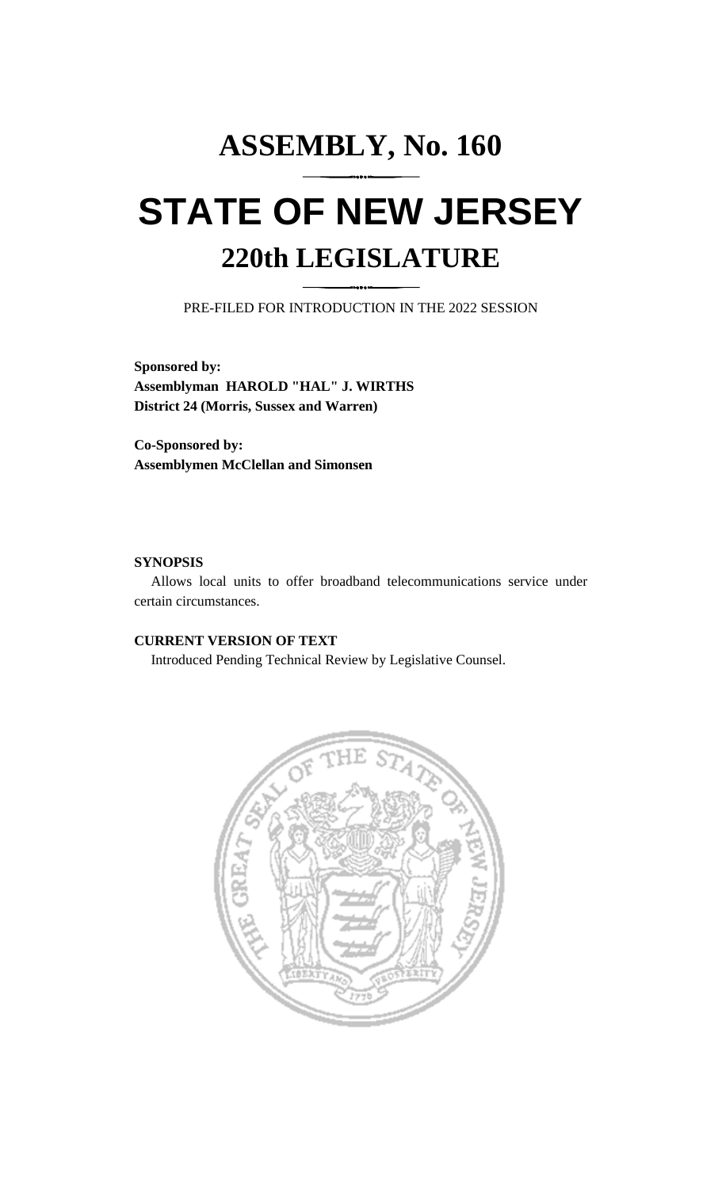# ASSEMBLY, No. 160

# STATE OF NEW JERSEY

## 220th LEGISLATURE

PRE-FILED FOR INTRODUCTION IN THE 2022 SESSION

**Sponsored by:**
**Assemblyman HAROLD "HAL" J. WIRTHS**
**District 24 (Morris, Sussex and Warren)**

**Co-Sponsored by:**
**Assemblymen McClellan and Simonsen**

**SYNOPSIS**

Allows local units to offer broadband telecommunications service under certain circumstances.

**CURRENT VERSION OF TEXT**

Introduced Pending Technical Review by Legislative Counsel.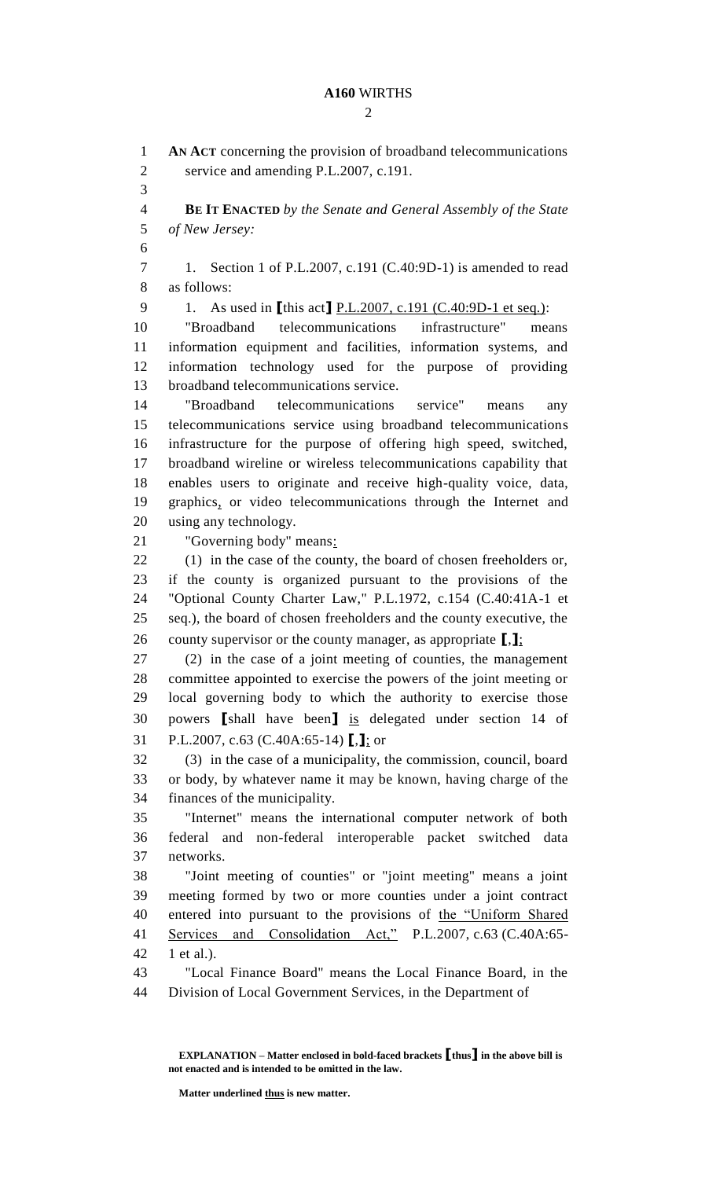**AN ACT** concerning the provision of broadband telecommunications service and amending P.L.2007, c.191.

**BE IT ENACTED** *by the Senate and General Assembly of the State of New Jersey:*

1. Section 1 of P.L.2007, c.191 (C.40:9D-1) is amended to read as follows:

1. As used in **[**this act**]** P.L.2007, c.191 (C.40:9D-1 et seq.):

"Broadband telecommunications infrastructure" means information equipment and facilities, information systems, and information technology used for the purpose of providing broadband telecommunications service.

"Broadband telecommunications service" means any telecommunications service using broadband telecommunications infrastructure for the purpose of offering high speed, switched, broadband wireline or wireless telecommunications capability that enables users to originate and receive high-quality voice, data, graphics, or video telecommunications through the Internet and using any technology.

"Governing body" means:

(1) in the case of the county, the board of chosen freeholders or, if the county is organized pursuant to the provisions of the "Optional County Charter Law," P.L.1972, c.154 (C.40:41A-1 et seq.), the board of chosen freeholders and the county executive, the county supervisor or the county manager, as appropriate **[**,**]**;

(2) in the case of a joint meeting of counties, the management committee appointed to exercise the powers of the joint meeting or local governing body to which the authority to exercise those powers **[**shall have been**]** is delegated under section 14 of P.L.2007, c.63 (C.40A:65-14) **[**,**]**; or

(3) in the case of a municipality, the commission, council, board or body, by whatever name it may be known, having charge of the finances of the municipality.

"Internet" means the international computer network of both federal and non-federal interoperable packet switched data networks.

"Joint meeting of counties" or "joint meeting" means a joint meeting formed by two or more counties under a joint contract entered into pursuant to the provisions of the "Uniform Shared Services and Consolidation Act," P.L.2007, c.63 (C.40A:65-1 et al.).

"Local Finance Board" means the Local Finance Board, in the Division of Local Government Services, in the Department of

**EXPLANATION – Matter enclosed in bold-faced brackets [thus] in the above bill is not enacted and is intended to be omitted in the law.**

**Matter underlined thus is new matter.**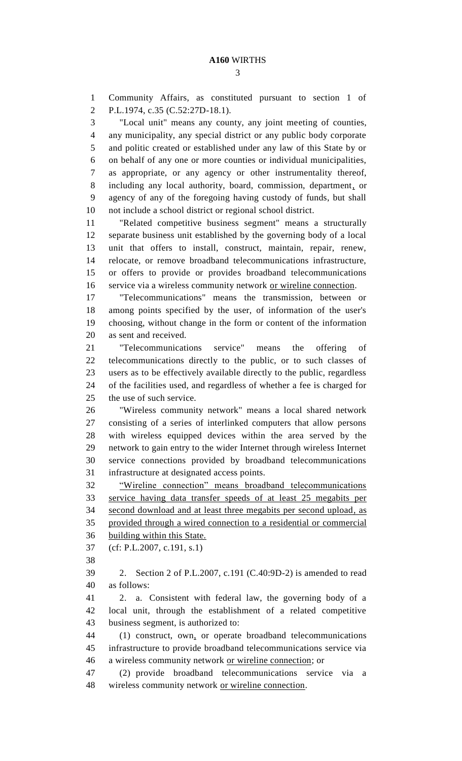Community Affairs, as constituted pursuant to section 1 of P.L.1974, c.35 (C.52:27D-18.1).

"Local unit" means any county, any joint meeting of counties, any municipality, any special district or any public body corporate and politic created or established under any law of this State by or on behalf of any one or more counties or individual municipalities, as appropriate, or any agency or other instrumentality thereof, including any local authority, board, commission, department, or agency of any of the foregoing having custody of funds, but shall not include a school district or regional school district.

"Related competitive business segment" means a structurally separate business unit established by the governing body of a local unit that offers to install, construct, maintain, repair, renew, relocate, or remove broadband telecommunications infrastructure, or offers to provide or provides broadband telecommunications service via a wireless community network or wireline connection.

"Telecommunications" means the transmission, between or among points specified by the user, of information of the user's choosing, without change in the form or content of the information as sent and received.

"Telecommunications service" means the offering of telecommunications directly to the public, or to such classes of users as to be effectively available directly to the public, regardless of the facilities used, and regardless of whether a fee is charged for the use of such service.

"Wireless community network" means a local shared network consisting of a series of interlinked computers that allow persons with wireless equipped devices within the area served by the network to gain entry to the wider Internet through wireless Internet service connections provided by broadband telecommunications infrastructure at designated access points.

"Wireline connection" means broadband telecommunications service having data transfer speeds of at least 25 megabits per second download and at least three megabits per second upload, as provided through a wired connection to a residential or commercial building within this State.

(cf: P.L.2007, c.191, s.1)

2. Section 2 of P.L.2007, c.191 (C.40:9D-2) is amended to read as follows:

2. a. Consistent with federal law, the governing body of a local unit, through the establishment of a related competitive business segment, is authorized to:

(1) construct, own, or operate broadband telecommunications infrastructure to provide broadband telecommunications service via a wireless community network or wireline connection; or

(2) provide broadband telecommunications service via a wireless community network or wireline connection.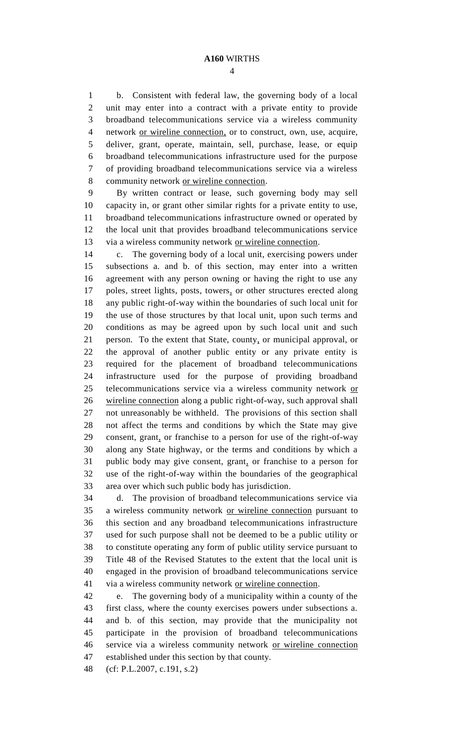b. Consistent with federal law, the governing body of a local unit may enter into a contract with a private entity to provide broadband telecommunications service via a wireless community network <u>or wireline connection,</u> or to construct, own, use, acquire, deliver, grant, operate, maintain, sell, purchase, lease, or equip broadband telecommunications infrastructure used for the purpose of providing broadband telecommunications service via a wireless community network <u>or wireline connection</u>.

By written contract or lease, such governing body may sell capacity in, or grant other similar rights for a private entity to use, broadband telecommunications infrastructure owned or operated by the local unit that provides broadband telecommunications service via a wireless community network <u>or wireline connection</u>.

c. The governing body of a local unit, exercising powers under subsections a. and b. of this section, may enter into a written agreement with any person owning or having the right to use any poles, street lights, posts, towers<u>,</u> or other structures erected along any public right-of-way within the boundaries of such local unit for the use of those structures by that local unit, upon such terms and conditions as may be agreed upon by such local unit and such person. To the extent that State, county<u>,</u> or municipal approval, or the approval of another public entity or any private entity is required for the placement of broadband telecommunications infrastructure used for the purpose of providing broadband telecommunications service via a wireless community network <u>or wireline connection</u> along a public right-of-way, such approval shall not unreasonably be withheld. The provisions of this section shall not affect the terms and conditions by which the State may give consent, grant<u>,</u> or franchise to a person for use of the right-of-way along any State highway, or the terms and conditions by which a public body may give consent, grant<u>,</u> or franchise to a person for use of the right-of-way within the boundaries of the geographical area over which such public body has jurisdiction.

d. The provision of broadband telecommunications service via a wireless community network <u>or wireline connection</u> pursuant to this section and any broadband telecommunications infrastructure used for such purpose shall not be deemed to be a public utility or to constitute operating any form of public utility service pursuant to Title 48 of the Revised Statutes to the extent that the local unit is engaged in the provision of broadband telecommunications service via a wireless community network <u>or wireline connection</u>.

e. The governing body of a municipality within a county of the first class, where the county exercises powers under subsections a. and b. of this section, may provide that the municipality not participate in the provision of broadband telecommunications service via a wireless community network <u>or wireline connection</u> established under this section by that county.

(cf: P.L.2007, c.191, s.2)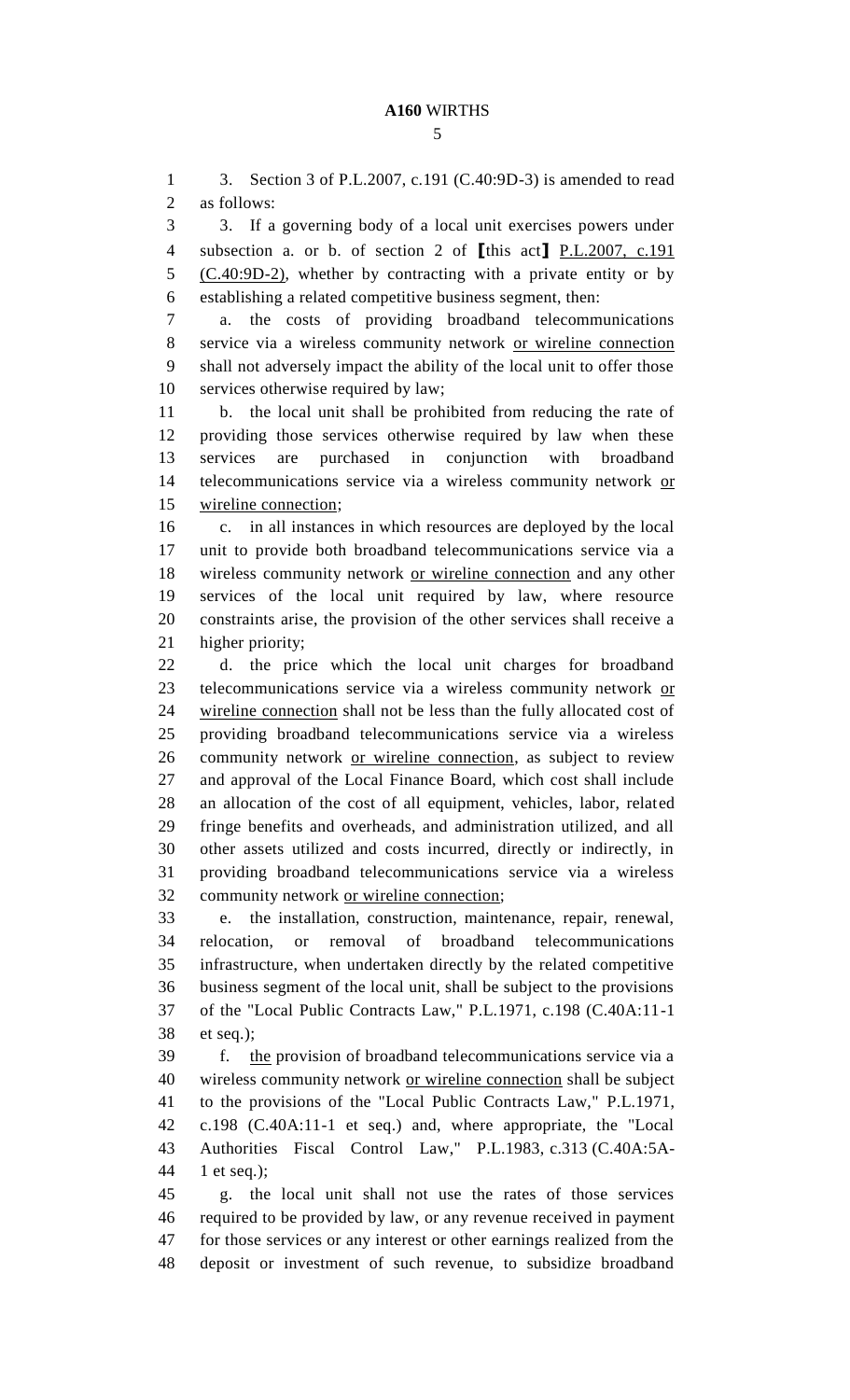3. Section 3 of P.L.2007, c.191 (C.40:9D-3) is amended to read as follows:

3. If a governing body of a local unit exercises powers under subsection a. or b. of section 2 of [this act] <u>P.L.2007, c.191 (C.40:9D-2)</u>, whether by contracting with a private entity or by establishing a related competitive business segment, then:

a. the costs of providing broadband telecommunications service via a wireless community network <u>or wireline connection</u> shall not adversely impact the ability of the local unit to offer those services otherwise required by law;

b. the local unit shall be prohibited from reducing the rate of providing those services otherwise required by law when these services are purchased in conjunction with broadband telecommunications service via a wireless community network <u>or wireline connection</u>;

c. in all instances in which resources are deployed by the local unit to provide both broadband telecommunications service via a wireless community network <u>or wireline connection</u> and any other services of the local unit required by law, where resource constraints arise, the provision of the other services shall receive a higher priority;

d. the price which the local unit charges for broadband telecommunications service via a wireless community network <u>or wireline connection</u> shall not be less than the fully allocated cost of providing broadband telecommunications service via a wireless community network <u>or wireline connection</u>, as subject to review and approval of the Local Finance Board, which cost shall include an allocation of the cost of all equipment, vehicles, labor, related fringe benefits and overheads, and administration utilized, and all other assets utilized and costs incurred, directly or indirectly, in providing broadband telecommunications service via a wireless community network <u>or wireline connection</u>;

e. the installation, construction, maintenance, repair, renewal, relocation, or removal of broadband telecommunications infrastructure, when undertaken directly by the related competitive business segment of the local unit, shall be subject to the provisions of the "Local Public Contracts Law," P.L.1971, c.198 (C.40A:11-1 et seq.);

f. <u>the</u> provision of broadband telecommunications service via a wireless community network <u>or wireline connection</u> shall be subject to the provisions of the "Local Public Contracts Law," P.L.1971, c.198 (C.40A:11-1 et seq.) and, where appropriate, the "Local Authorities Fiscal Control Law," P.L.1983, c.313 (C.40A:5A-1 et seq.);

g. the local unit shall not use the rates of those services required to be provided by law, or any revenue received in payment for those services or any interest or other earnings realized from the deposit or investment of such revenue, to subsidize broadband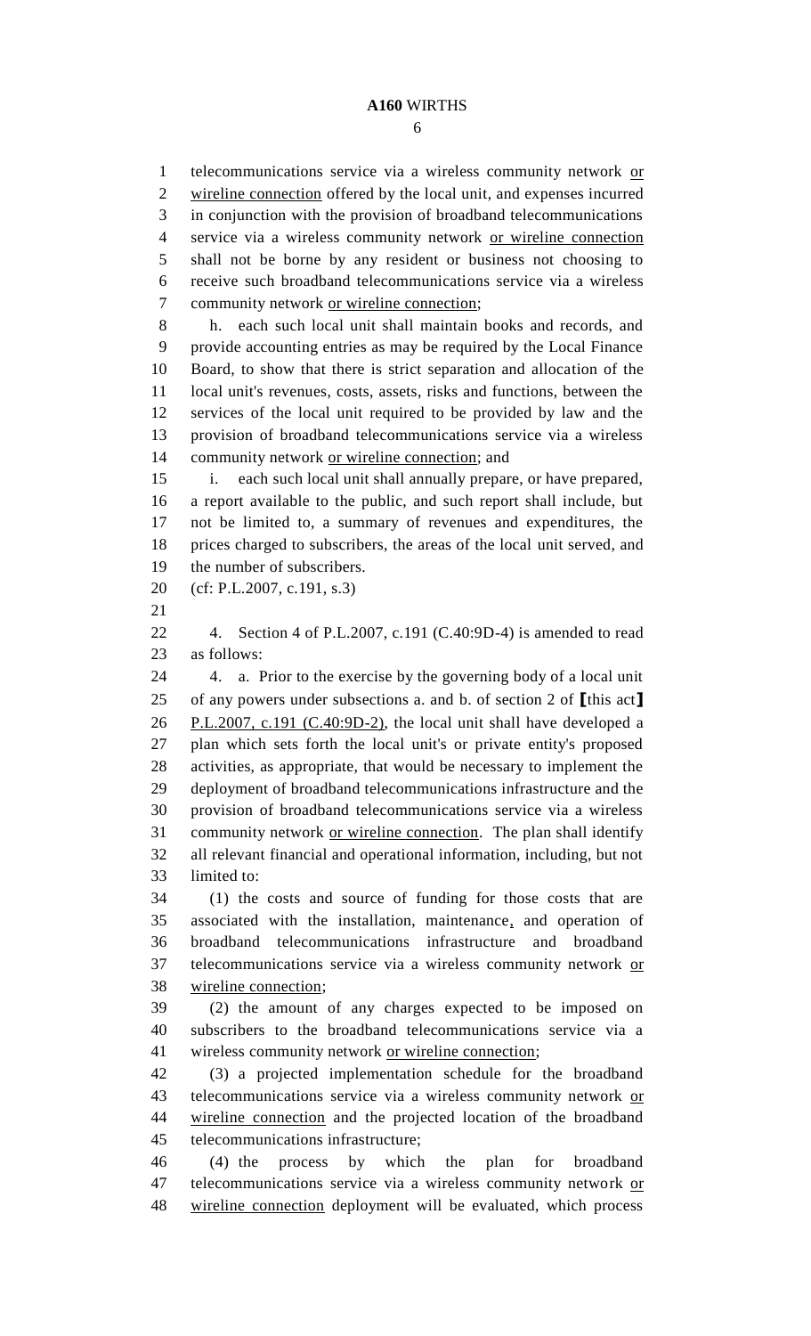telecommunications service via a wireless community network <u>or wireline connection</u> offered by the local unit, and expenses incurred in conjunction with the provision of broadband telecommunications service via a wireless community network <u>or wireline connection</u> shall not be borne by any resident or business not choosing to receive such broadband telecommunications service via a wireless community network <u>or wireline connection</u>;

h. each such local unit shall maintain books and records, and provide accounting entries as may be required by the Local Finance Board, to show that there is strict separation and allocation of the local unit's revenues, costs, assets, risks and functions, between the services of the local unit required to be provided by law and the provision of broadband telecommunications service via a wireless community network <u>or wireline connection</u>; and

i. each such local unit shall annually prepare, or have prepared, a report available to the public, and such report shall include, but not be limited to, a summary of revenues and expenditures, the prices charged to subscribers, the areas of the local unit served, and the number of subscribers.

(cf: P.L.2007, c.191, s.3)

4. Section 4 of P.L.2007, c.191 (C.40:9D-4) is amended to read as follows:

4. a. Prior to the exercise by the governing body of a local unit of any powers under subsections a. and b. of section 2 of [this act] <u>P.L.2007, c.191 (C.40:9D-2)</u>, the local unit shall have developed a plan which sets forth the local unit's or private entity's proposed activities, as appropriate, that would be necessary to implement the deployment of broadband telecommunications infrastructure and the provision of broadband telecommunications service via a wireless community network <u>or wireline connection</u>. The plan shall identify all relevant financial and operational information, including, but not limited to:

(1) the costs and source of funding for those costs that are associated with the installation, maintenance<u>,</u> and operation of broadband telecommunications infrastructure and broadband telecommunications service via a wireless community network <u>or wireline connection</u>;

(2) the amount of any charges expected to be imposed on subscribers to the broadband telecommunications service via a wireless community network <u>or wireline connection</u>;

(3) a projected implementation schedule for the broadband telecommunications service via a wireless community network <u>or wireline connection</u> and the projected location of the broadband telecommunications infrastructure;

(4) the process by which the plan for broadband telecommunications service via a wireless community network <u>or wireline connection</u> deployment will be evaluated, which process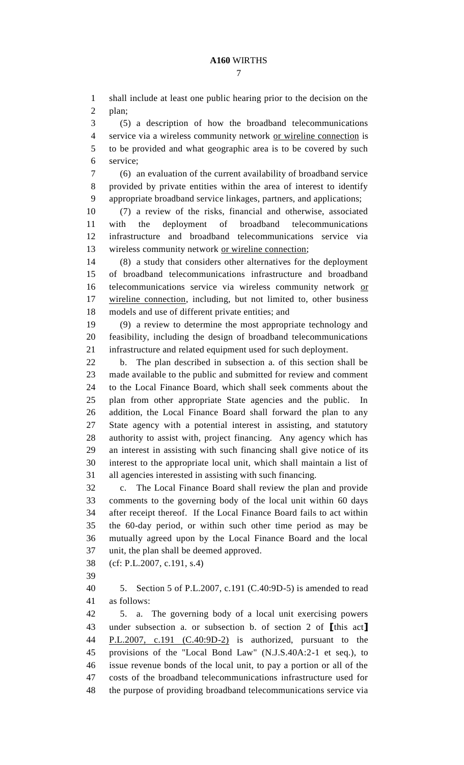shall include at least one public hearing prior to the decision on the plan;

(5) a description of how the broadband telecommunications service via a wireless community network <u>or wireline connection</u> is to be provided and what geographic area is to be covered by such service;

(6) an evaluation of the current availability of broadband service provided by private entities within the area of interest to identify appropriate broadband service linkages, partners, and applications;

(7) a review of the risks, financial and otherwise, associated with the deployment of broadband telecommunications infrastructure and broadband telecommunications service via wireless community network <u>or wireline connection</u>;

(8) a study that considers other alternatives for the deployment of broadband telecommunications infrastructure and broadband telecommunications service via wireless community network <u>or wireline connection</u>, including, but not limited to, other business models and use of different private entities; and

(9) a review to determine the most appropriate technology and feasibility, including the design of broadband telecommunications infrastructure and related equipment used for such deployment.

b. The plan described in subsection a. of this section shall be made available to the public and submitted for review and comment to the Local Finance Board, which shall seek comments about the plan from other appropriate State agencies and the public. In addition, the Local Finance Board shall forward the plan to any State agency with a potential interest in assisting, and statutory authority to assist with, project financing. Any agency which has an interest in assisting with such financing shall give notice of its interest to the appropriate local unit, which shall maintain a list of all agencies interested in assisting with such financing.

c. The Local Finance Board shall review the plan and provide comments to the governing body of the local unit within 60 days after receipt thereof. If the Local Finance Board fails to act within the 60-day period, or within such other time period as may be mutually agreed upon by the Local Finance Board and the local unit, the plan shall be deemed approved.

(cf: P.L.2007, c.191, s.4)

5. Section 5 of P.L.2007, c.191 (C.40:9D-5) is amended to read as follows:

5. a. The governing body of a local unit exercising powers under subsection a. or subsection b. of section 2 of **[**this act**]** <u>P.L.2007, c.191 (C.40:9D-2)</u> is authorized, pursuant to the provisions of the "Local Bond Law" (N.J.S.40A:2-1 et seq.), to issue revenue bonds of the local unit, to pay a portion or all of the costs of the broadband telecommunications infrastructure used for the purpose of providing broadband telecommunications service via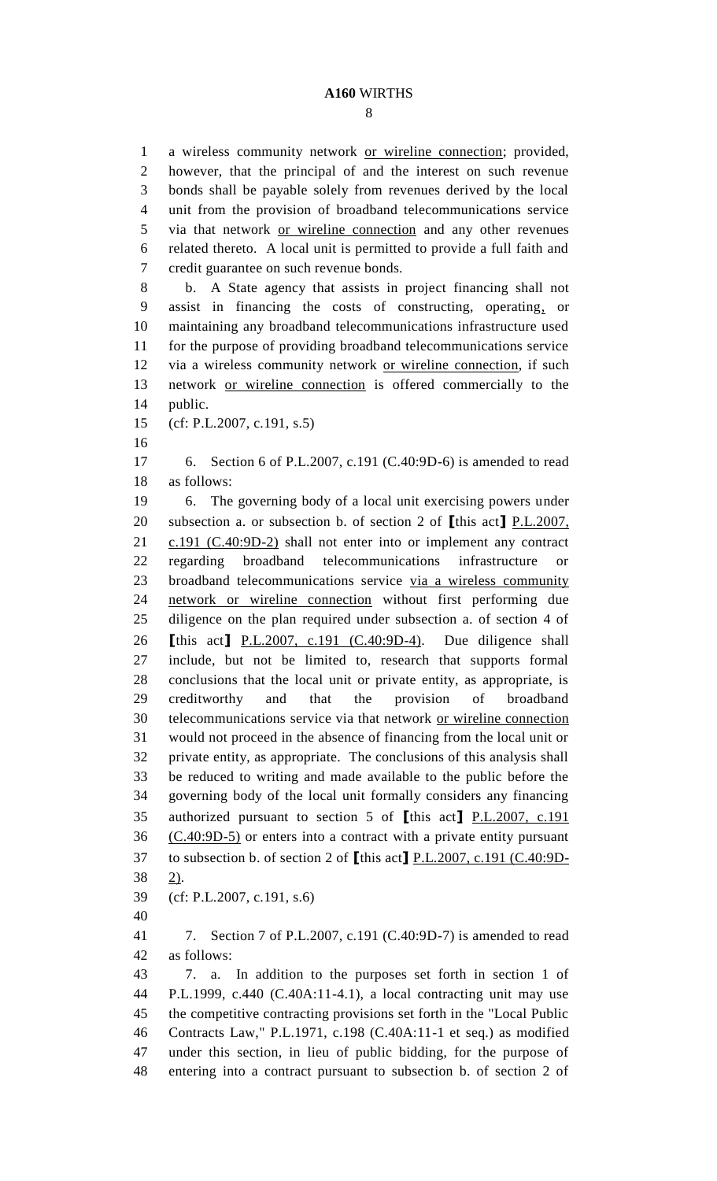a wireless community network <u>or wireline connection</u>; provided, however, that the principal of and the interest on such revenue bonds shall be payable solely from revenues derived by the local unit from the provision of broadband telecommunications service via that network <u>or wireline connection</u> and any other revenues related thereto. A local unit is permitted to provide a full faith and credit guarantee on such revenue bonds.

b. A State agency that assists in project financing shall not assist in financing the costs of constructing, operating<u>,</u> or maintaining any broadband telecommunications infrastructure used for the purpose of providing broadband telecommunications service via a wireless community network <u>or wireline connection</u>, if such network <u>or wireline connection</u> is offered commercially to the public.

(cf: P.L.2007, c.191, s.5)

6. Section 6 of P.L.2007, c.191 (C.40:9D-6) is amended to read as follows:

6. The governing body of a local unit exercising powers under subsection a. or subsection b. of section 2 of [this act] <u>P.L.2007, c.191 (C.40:9D-2)</u> shall not enter into or implement any contract regarding broadband telecommunications infrastructure or broadband telecommunications service <u>via a wireless community network or wireline connection</u> without first performing due diligence on the plan required under subsection a. of section 4 of [this act] <u>P.L.2007, c.191 (C.40:9D-4)</u>. Due diligence shall include, but not be limited to, research that supports formal conclusions that the local unit or private entity, as appropriate, is creditworthy and that the provision of broadband telecommunications service via that network <u>or wireline connection</u> would not proceed in the absence of financing from the local unit or private entity, as appropriate. The conclusions of this analysis shall be reduced to writing and made available to the public before the governing body of the local unit formally considers any financing authorized pursuant to section 5 of [this act] <u>P.L.2007, c.191 (C.40:9D-5)</u> or enters into a contract with a private entity pursuant to subsection b. of section 2 of [this act] <u>P.L.2007, c.191 (C.40:9D-2)</u>.

(cf: P.L.2007, c.191, s.6)

7. Section 7 of P.L.2007, c.191 (C.40:9D-7) is amended to read as follows:

7. a. In addition to the purposes set forth in section 1 of P.L.1999, c.440 (C.40A:11-4.1), a local contracting unit may use the competitive contracting provisions set forth in the "Local Public Contracts Law," P.L.1971, c.198 (C.40A:11-1 et seq.) as modified under this section, in lieu of public bidding, for the purpose of entering into a contract pursuant to subsection b. of section 2 of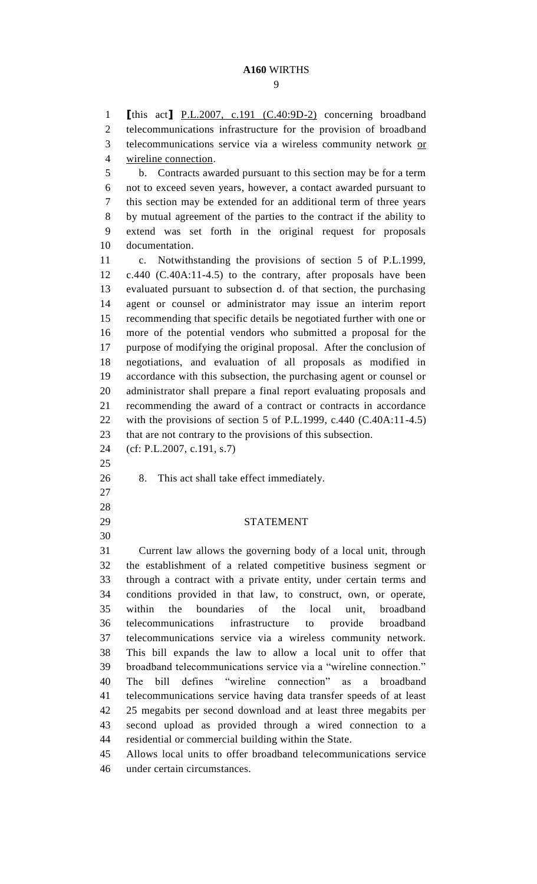[this act] P.L.2007, c.191 (C.40:9D-2) concerning broadband telecommunications infrastructure for the provision of broadband telecommunications service via a wireless community network or wireline connection.

b. Contracts awarded pursuant to this section may be for a term not to exceed seven years, however, a contact awarded pursuant to this section may be extended for an additional term of three years by mutual agreement of the parties to the contract if the ability to extend was set forth in the original request for proposals documentation.

c. Notwithstanding the provisions of section 5 of P.L.1999, c.440 (C.40A:11-4.5) to the contrary, after proposals have been evaluated pursuant to subsection d. of that section, the purchasing agent or counsel or administrator may issue an interim report recommending that specific details be negotiated further with one or more of the potential vendors who submitted a proposal for the purpose of modifying the original proposal. After the conclusion of negotiations, and evaluation of all proposals as modified in accordance with this subsection, the purchasing agent or counsel or administrator shall prepare a final report evaluating proposals and recommending the award of a contract or contracts in accordance with the provisions of section 5 of P.L.1999, c.440 (C.40A:11-4.5) that are not contrary to the provisions of this subsection.

(cf: P.L.2007, c.191, s.7)

8. This act shall take effect immediately.

## STATEMENT

Current law allows the governing body of a local unit, through the establishment of a related competitive business segment or through a contract with a private entity, under certain terms and conditions provided in that law, to construct, own, or operate, within the boundaries of the local unit, broadband telecommunications infrastructure to provide broadband telecommunications service via a wireless community network. This bill expands the law to allow a local unit to offer that broadband telecommunications service via a "wireline connection." The bill defines "wireline connection" as a broadband telecommunications service having data transfer speeds of at least 25 megabits per second download and at least three megabits per second upload as provided through a wired connection to a residential or commercial building within the State.

Allows local units to offer broadband telecommunications service under certain circumstances.